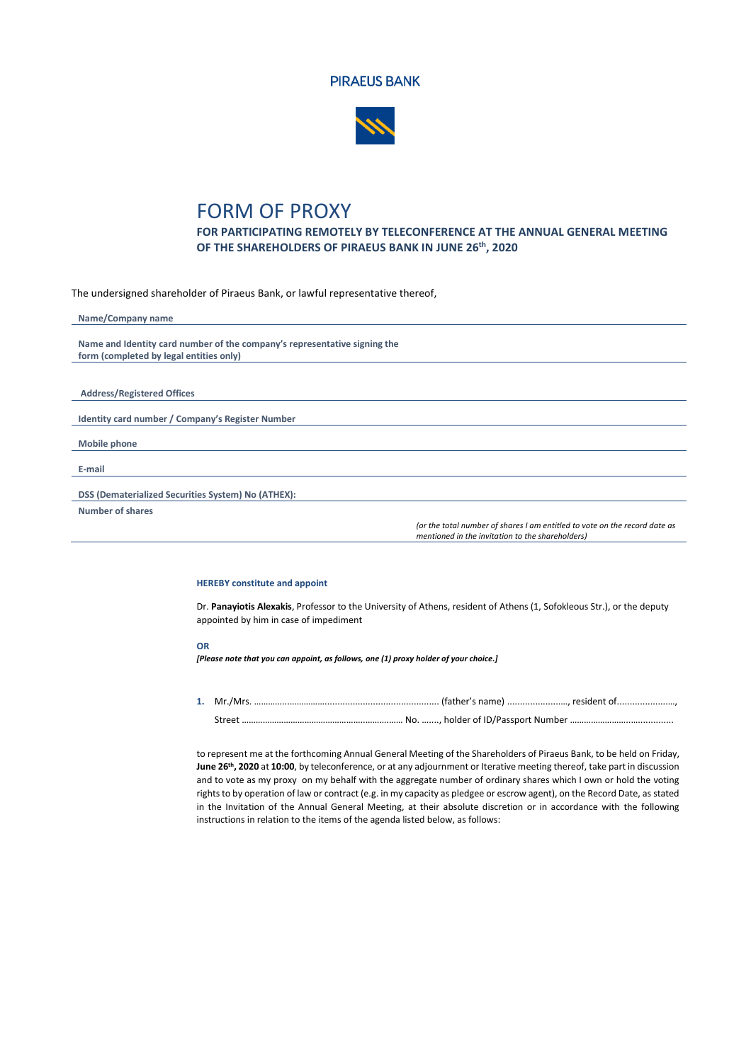PIRAEUS BANK

# FORM OF PROXY

## FOR PARTICIPATING REMOTELY BY TELECONFERENCE AT THE ANNUAL GENERAL MEETING OF THE SHAREHOLDERS OF PIRAEUS BANK IN JUNE 26th, 2020

The undersigned shareholder of Piraeus Bank, or lawful representative thereof,

**Name/Company name**

**Name and Identity card number of the company's representative signing the form (completed by legal entities only)**

**Address/Registered Offices**

**Identity card number / Company's Register Number**

**Mobile phone**

**E-mail**

**DSS (Dematerialized Securities System) No (ATHEX):**

**Number of shares**

*(or the total number of shares I am entitled to vote on the record date as mentioned in the invitation to the shareholders)*

**HEREBY constitute and appoint**

Dr. **Panayiotis Alexakis**, Professor to the University of Athens, resident of Athens (1, Sofokleous Str.), or the deputy appointed by him in case of impediment

**OR**

***[Please note that you can appoint, as follows, one (1) proxy holder of your choice.]***

**1.** Mr./Mrs. …………………………........................................................ (father's name) ......................., resident of......................., Street …………………………………………..………….…… No. ……., holder of ID/Passport Number ……………………………............

to represent me at the forthcoming Annual General Meeting of the Shareholders of Piraeus Bank, to be held on Friday, **June 26th, 2020** at **10:00**, by teleconference, or at any adjournment or Iterative meeting thereof, take part in discussion and to vote as my proxy on my behalf with the aggregate number of ordinary shares which I own or hold the voting rights to by operation of law or contract (e.g. in my capacity as pledgee or escrow agent), on the Record Date, as stated in the Invitation of the Annual General Meeting, at their absolute discretion or in accordance with the following instructions in relation to the items of the agenda listed below, as follows: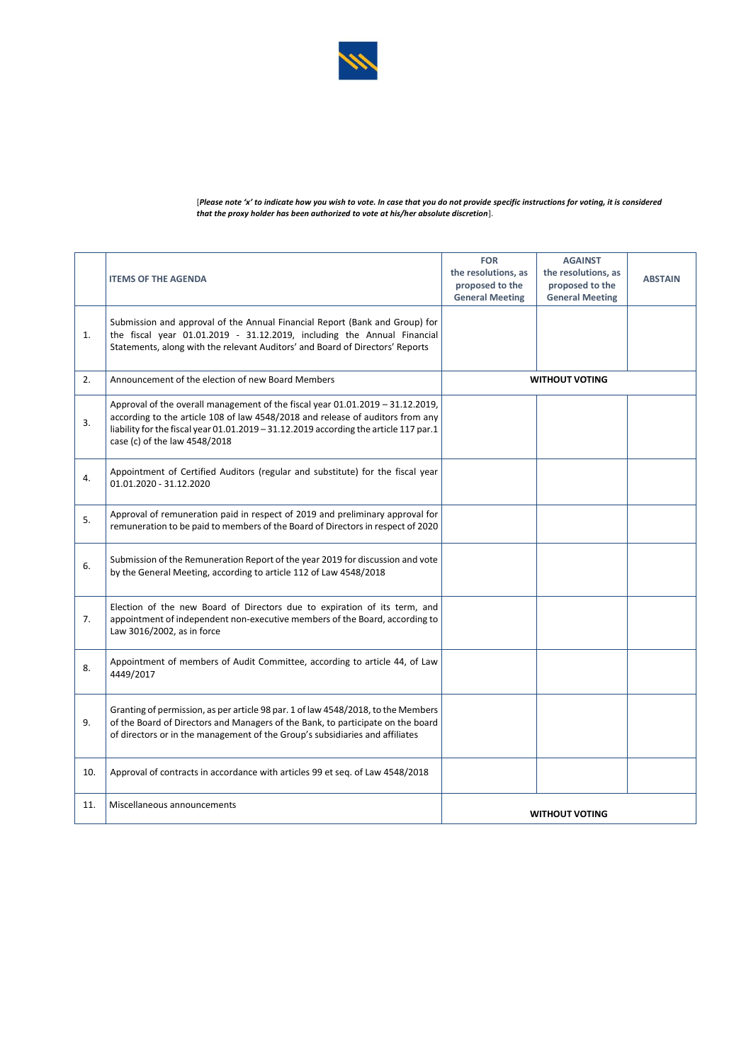[*Please note 'x' to indicate how you wish to vote. In case that you do not provide specific instructions for voting, it is considered that the proxy holder has been authorized to vote at his/her absolute discretion*].

| | ITEMS OF THE AGENDA | FOR the resolutions, as proposed to the General Meeting | AGAINST the resolutions, as proposed to the General Meeting | ABSTAIN |
|---|---|---|---|---|
| 1. | Submission and approval of the Annual Financial Report (Bank and Group) for the fiscal year 01.01.2019 - 31.12.2019, including the Annual Financial Statements, along with the relevant Auditors' and Board of Directors' Reports | | | |
| 2. | Announcement of the election of new Board Members | WITHOUT VOTING | | |
| 3. | Approval of the overall management of the fiscal year 01.01.2019 – 31.12.2019, according to the article 108 of law 4548/2018 and release of auditors from any liability for the fiscal year 01.01.2019 – 31.12.2019 according the article 117 par.1 case (c) of the law 4548/2018 | | | |
| 4. | Appointment of Certified Auditors (regular and substitute) for the fiscal year 01.01.2020 - 31.12.2020 | | | |
| 5. | Approval of remuneration paid in respect of 2019 and preliminary approval for remuneration to be paid to members of the Board of Directors in respect of 2020 | | | |
| 6. | Submission of the Remuneration Report of the year 2019 for discussion and vote by the General Meeting, according to article 112 of Law 4548/2018 | | | |
| 7. | Election of the new Board of Directors due to expiration of its term, and appointment of independent non-executive members of the Board, according to Law 3016/2002, as in force | | | |
| 8. | Appointment of members of Audit Committee, according to article 44, of Law 4449/2017 | | | |
| 9. | Granting of permission, as per article 98 par. 1 of law 4548/2018, to the Members of the Board of Directors and Managers of the Bank, to participate on the board of directors or in the management of the Group's subsidiaries and affiliates | | | |
| 10. | Approval of contracts in accordance with articles 99 et seq. of Law 4548/2018 | | | |
| 11. | Miscellaneous announcements | WITHOUT VOTING | | |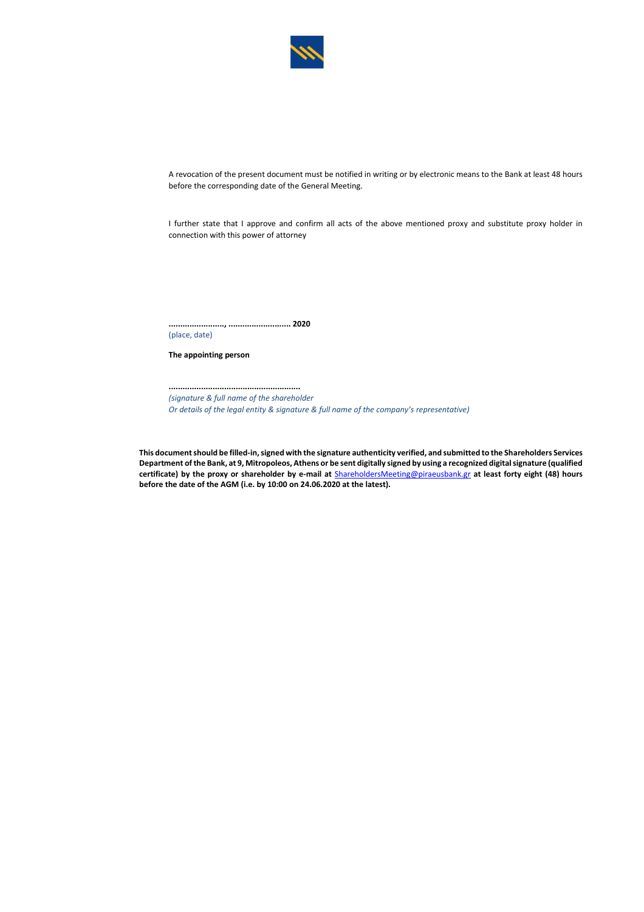A revocation of the present document must be notified in writing or by electronic means to the Bank at least 48 hours before the corresponding date of the General Meeting.

I further state that I approve and confirm all acts of the above mentioned proxy and substitute proxy holder in connection with this power of attorney

**……………………, ……………………… 2020**
(place, date)

**The appointing person**

**…………………………………………………**
*(signature & full name of the shareholder*
*Or details of the legal entity & signature & full name of the company's representative)*

**This document should be filled-in, signed with the signature authenticity verified, and submitted to the Shareholders Services Department of the Bank, at 9, Mitropoleos, Athens or be sent digitally signed by using a recognized digital signature (qualified certificate) by the proxy or shareholder by e-mail at ShareholdersMeeting@piraeusbank.gr at least forty eight (48) hours before the date of the AGM (i.e. by 10:00 on 24.06.2020 at the latest).**